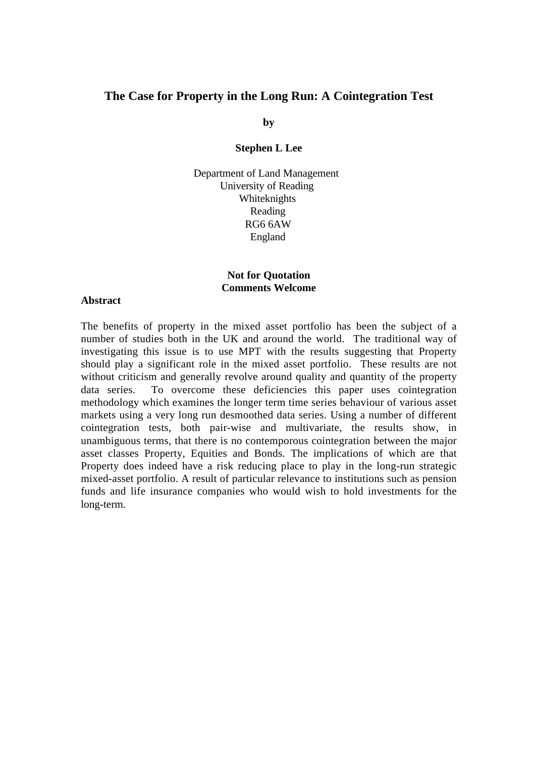# The Case for Property in the Long Run: A Cointegration Test

**by**

**Stephen L Lee**

Department of Land Management
University of Reading
Whiteknights
Reading
RG6 6AW
England

**Not for Quotation**
**Comments Welcome**

**Abstract**

The benefits of property in the mixed asset portfolio has been the subject of a number of studies both in the UK and around the world. The traditional way of investigating this issue is to use MPT with the results suggesting that Property should play a significant role in the mixed asset portfolio. These results are not without criticism and generally revolve around quality and quantity of the property data series. To overcome these deficiencies this paper uses cointegration methodology which examines the longer term time series behaviour of various asset markets using a very long run desmoothed data series. Using a number of different cointegration tests, both pair-wise and multivariate, the results show, in unambiguous terms, that there is no contemporous cointegration between the major asset classes Property, Equities and Bonds. The implications of which are that Property does indeed have a risk reducing place to play in the long-run strategic mixed-asset portfolio. A result of particular relevance to institutions such as pension funds and life insurance companies who would wish to hold investments for the long-term.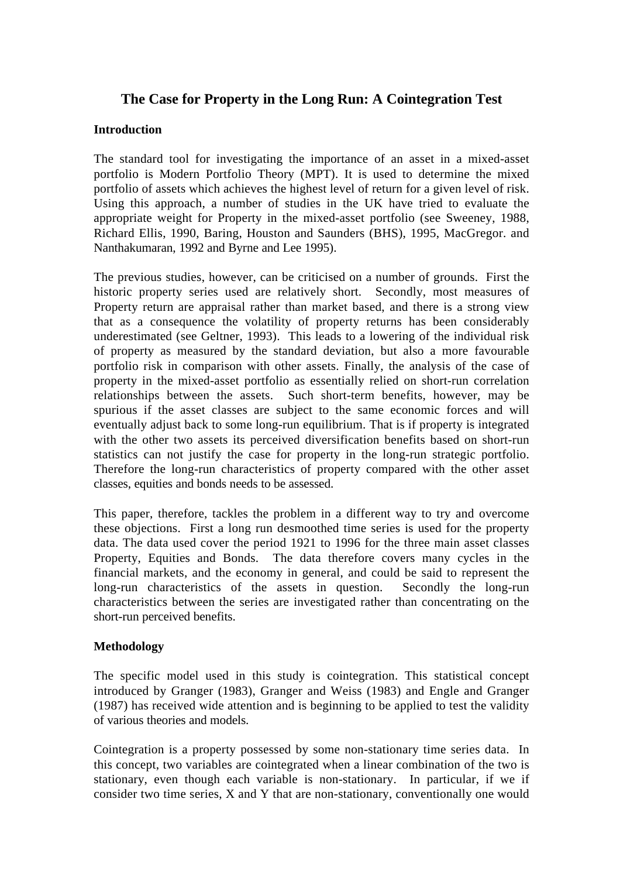# The Case for Property in the Long Run: A Cointegration Test

**Introduction**

The standard tool for investigating the importance of an asset in a mixed-asset portfolio is Modern Portfolio Theory (MPT). It is used to determine the mixed portfolio of assets which achieves the highest level of return for a given level of risk. Using this approach, a number of studies in the UK have tried to evaluate the appropriate weight for Property in the mixed-asset portfolio (see Sweeney, 1988, Richard Ellis, 1990, Baring, Houston and Saunders (BHS), 1995, MacGregor. and Nanthakumaran, 1992 and Byrne and Lee 1995).

The previous studies, however, can be criticised on a number of grounds. First the historic property series used are relatively short. Secondly, most measures of Property return are appraisal rather than market based, and there is a strong view that as a consequence the volatility of property returns has been considerably underestimated (see Geltner, 1993). This leads to a lowering of the individual risk of property as measured by the standard deviation, but also a more favourable portfolio risk in comparison with other assets. Finally, the analysis of the case of property in the mixed-asset portfolio as essentially relied on short-run correlation relationships between the assets. Such short-term benefits, however, may be spurious if the asset classes are subject to the same economic forces and will eventually adjust back to some long-run equilibrium. That is if property is integrated with the other two assets its perceived diversification benefits based on short-run statistics can not justify the case for property in the long-run strategic portfolio. Therefore the long-run characteristics of property compared with the other asset classes, equities and bonds needs to be assessed.

This paper, therefore, tackles the problem in a different way to try and overcome these objections. First a long run desmoothed time series is used for the property data. The data used cover the period 1921 to 1996 for the three main asset classes Property, Equities and Bonds. The data therefore covers many cycles in the financial markets, and the economy in general, and could be said to represent the long-run characteristics of the assets in question. Secondly the long-run characteristics between the series are investigated rather than concentrating on the short-run perceived benefits.

**Methodology**

The specific model used in this study is cointegration. This statistical concept introduced by Granger (1983), Granger and Weiss (1983) and Engle and Granger (1987) has received wide attention and is beginning to be applied to test the validity of various theories and models.

Cointegration is a property possessed by some non-stationary time series data. In this concept, two variables are cointegrated when a linear combination of the two is stationary, even though each variable is non-stationary. In particular, if we if consider two time series, X and Y that are non-stationary, conventionally one would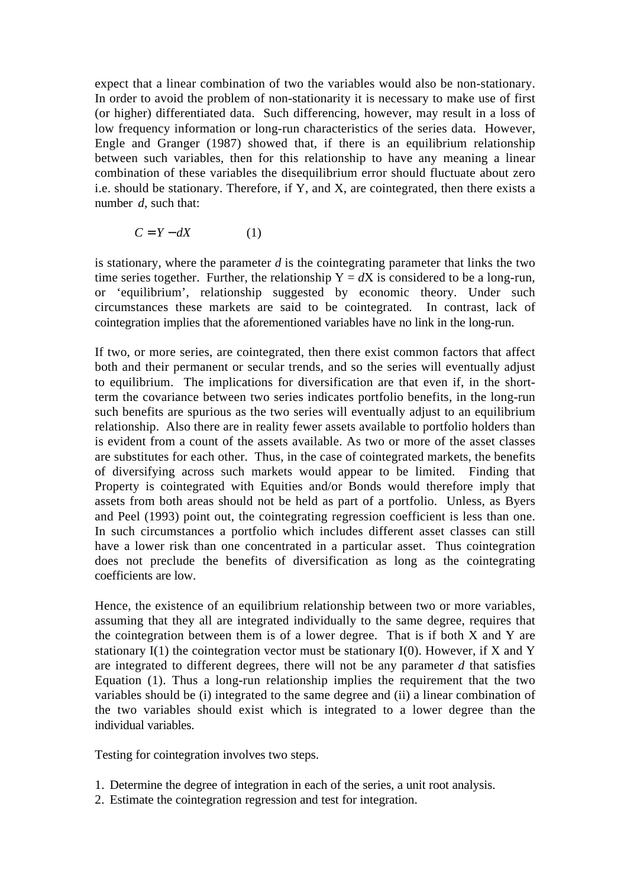expect that a linear combination of two the variables would also be non-stationary. In order to avoid the problem of non-stationarity it is necessary to make use of first (or higher) differentiated data. Such differencing, however, may result in a loss of low frequency information or long-run characteristics of the series data. However, Engle and Granger (1987) showed that, if there is an equilibrium relationship between such variables, then for this relationship to have any meaning a linear combination of these variables the disequilibrium error should fluctuate about zero i.e. should be stationary. Therefore, if Y, and X, are cointegrated, then there exists a number $d$, such that:

$$C = Y - dX \qquad (1)$$

is stationary, where the parameter $d$ is the cointegrating parameter that links the two time series together. Further, the relationship $Y = dX$ is considered to be a long-run, or 'equilibrium', relationship suggested by economic theory. Under such circumstances these markets are said to be cointegrated. In contrast, lack of cointegration implies that the aforementioned variables have no link in the long-run.

If two, or more series, are cointegrated, then there exist common factors that affect both and their permanent or secular trends, and so the series will eventually adjust to equilibrium. The implications for diversification are that even if, in the short-term the covariance between two series indicates portfolio benefits, in the long-run such benefits are spurious as the two series will eventually adjust to an equilibrium relationship. Also there are in reality fewer assets available to portfolio holders than is evident from a count of the assets available. As two or more of the asset classes are substitutes for each other. Thus, in the case of cointegrated markets, the benefits of diversifying across such markets would appear to be limited. Finding that Property is cointegrated with Equities and/or Bonds would therefore imply that assets from both areas should not be held as part of a portfolio. Unless, as Byers and Peel (1993) point out, the cointegrating regression coefficient is less than one. In such circumstances a portfolio which includes different asset classes can still have a lower risk than one concentrated in a particular asset. Thus cointegration does not preclude the benefits of diversification as long as the cointegrating coefficients are low.

Hence, the existence of an equilibrium relationship between two or more variables, assuming that they all are integrated individually to the same degree, requires that the cointegration between them is of a lower degree. That is if both X and Y are stationary I(1) the cointegration vector must be stationary I(0). However, if X and Y are integrated to different degrees, there will not be any parameter $d$ that satisfies Equation (1). Thus a long-run relationship implies the requirement that the two variables should be (i) integrated to the same degree and (ii) a linear combination of the two variables should exist which is integrated to a lower degree than the individual variables.

Testing for cointegration involves two steps.

1. Determine the degree of integration in each of the series, a unit root analysis.
2. Estimate the cointegration regression and test for integration.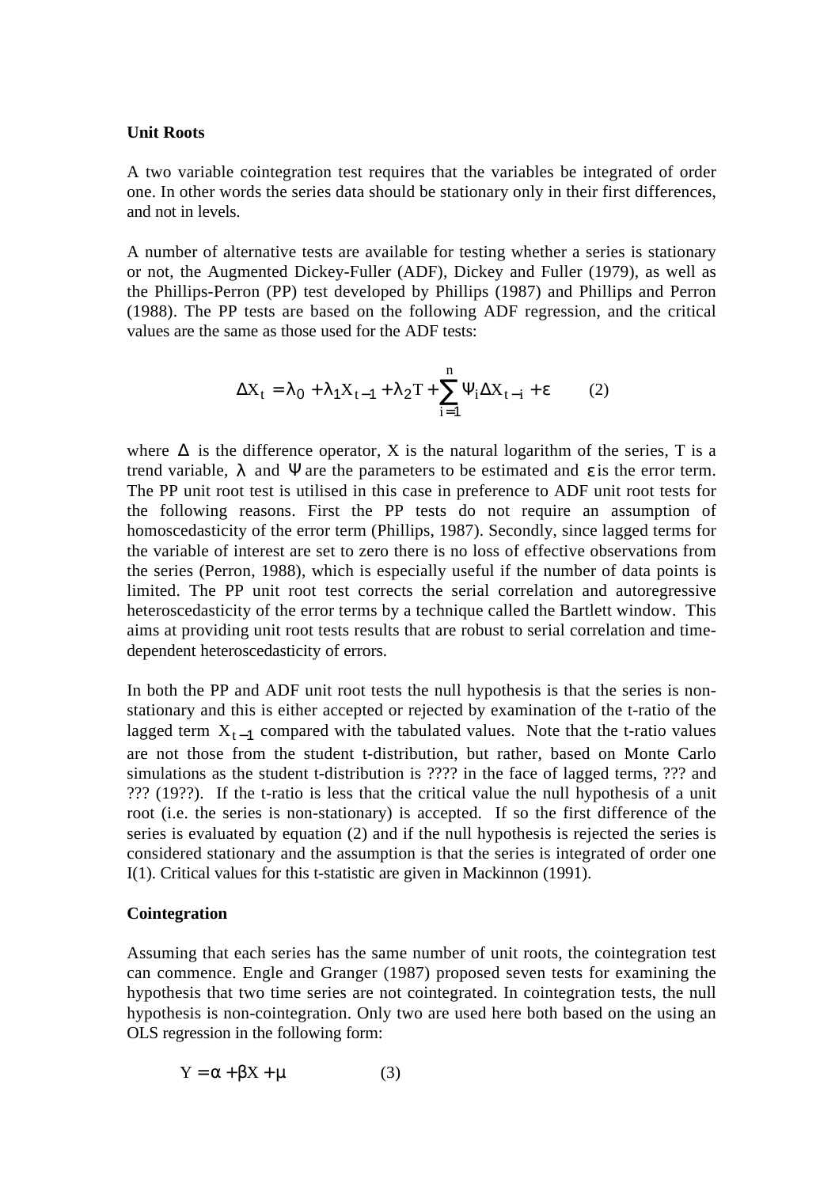**Unit Roots**

A two variable cointegration test requires that the variables be integrated of order one. In other words the series data should be stationary only in their first differences, and not in levels.

A number of alternative tests are available for testing whether a series is stationary or not, the Augmented Dickey-Fuller (ADF), Dickey and Fuller (1979), as well as the Phillips-Perron (PP) test developed by Phillips (1987) and Phillips and Perron (1988). The PP tests are based on the following ADF regression, and the critical values are the same as those used for the ADF tests:

$$\Delta X_t = \lambda_0 + \lambda_1 X_{t-1} + \lambda_2 T + \sum_{i=1}^{n} \Psi_i \Delta X_{t-i} + \varepsilon \qquad (2)$$

where $\Delta$ is the difference operator, X is the natural logarithm of the series, T is a trend variable, $\lambda$ and $\Psi$ are the parameters to be estimated and $\varepsilon$ is the error term. The PP unit root test is utilised in this case in preference to ADF unit root tests for the following reasons. First the PP tests do not require an assumption of homoscedasticity of the error term (Phillips, 1987). Secondly, since lagged terms for the variable of interest are set to zero there is no loss of effective observations from the series (Perron, 1988), which is especially useful if the number of data points is limited. The PP unit root test corrects the serial correlation and autoregressive heteroscedasticity of the error terms by a technique called the Bartlett window. This aims at providing unit root tests results that are robust to serial correlation and time-dependent heteroscedasticity of errors.

In both the PP and ADF unit root tests the null hypothesis is that the series is non-stationary and this is either accepted or rejected by examination of the t-ratio of the lagged term $X_{t-1}$ compared with the tabulated values. Note that the t-ratio values are not those from the student t-distribution, but rather, based on Monte Carlo simulations as the student t-distribution is ???? in the face of lagged terms, ??? and ??? (19??). If the t-ratio is less that the critical value the null hypothesis of a unit root (i.e. the series is non-stationary) is accepted. If so the first difference of the series is evaluated by equation (2) and if the null hypothesis is rejected the series is considered stationary and the assumption is that the series is integrated of order one I(1). Critical values for this t-statistic are given in Mackinnon (1991).

**Cointegration**

Assuming that each series has the same number of unit roots, the cointegration test can commence. Engle and Granger (1987) proposed seven tests for examining the hypothesis that two time series are not cointegrated. In cointegration tests, the null hypothesis is non-cointegration. Only two are used here both based on the using an OLS regression in the following form:

$$Y = \alpha + \beta X + \mu \qquad (3)$$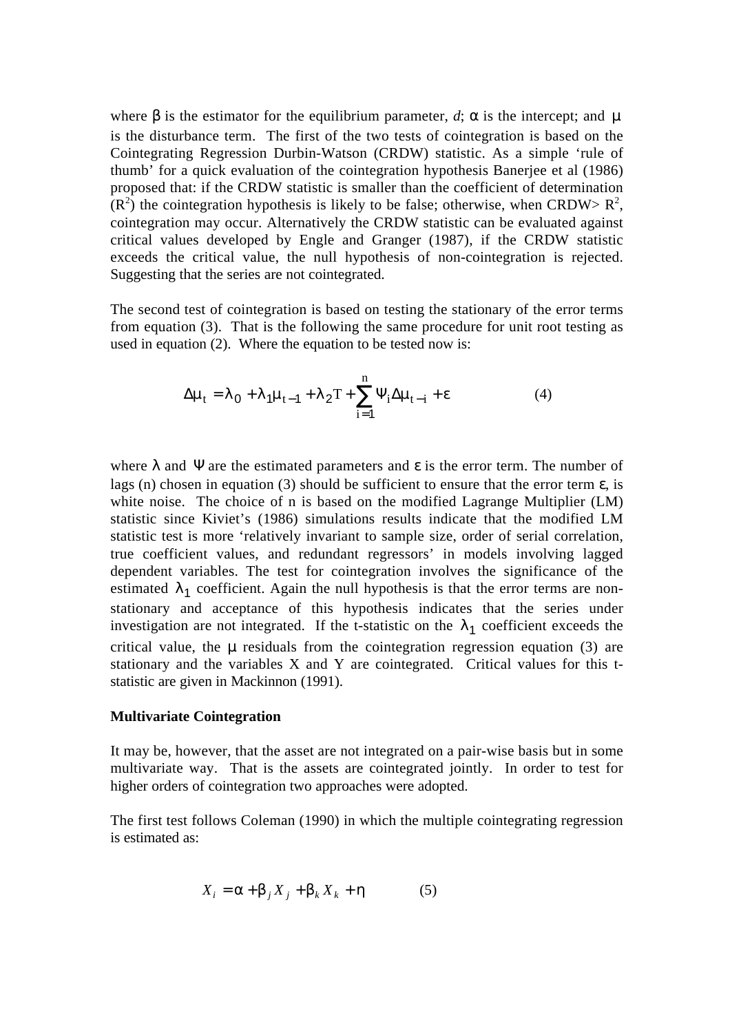where $\beta$ is the estimator for the equilibrium parameter, *d*; $\alpha$ is the intercept; and $\mu$ is the disturbance term. The first of the two tests of cointegration is based on the Cointegrating Regression Durbin-Watson (CRDW) statistic. As a simple 'rule of thumb' for a quick evaluation of the cointegration hypothesis Banerjee et al (1986) proposed that: if the CRDW statistic is smaller than the coefficient of determination ($R^2$) the cointegration hypothesis is likely to be false; otherwise, when CRDW> $R^2$, cointegration may occur. Alternatively the CRDW statistic can be evaluated against critical values developed by Engle and Granger (1987), if the CRDW statistic exceeds the critical value, the null hypothesis of non-cointegration is rejected. Suggesting that the series are not cointegrated.

The second test of cointegration is based on testing the stationary of the error terms from equation (3). That is the following the same procedure for unit root testing as used in equation (2). Where the equation to be tested now is:

$$\Delta\mu_t = \lambda_0 + \lambda_1\mu_{t-1} + \lambda_2 T + \sum_{i=1}^{n} \Psi_i \Delta\mu_{t-i} + \varepsilon \qquad (4)$$

where $\lambda$ and $\Psi$ are the estimated parameters and $\varepsilon$ is the error term. The number of lags (n) chosen in equation (3) should be sufficient to ensure that the error term $\varepsilon$, is white noise. The choice of n is based on the modified Lagrange Multiplier (LM) statistic since Kiviet's (1986) simulations results indicate that the modified LM statistic test is more 'relatively invariant to sample size, order of serial correlation, true coefficient values, and redundant regressors' in models involving lagged dependent variables. The test for cointegration involves the significance of the estimated $\lambda_1$ coefficient. Again the null hypothesis is that the error terms are non-stationary and acceptance of this hypothesis indicates that the series under investigation are not integrated. If the t-statistic on the $\lambda_1$ coefficient exceeds the critical value, the $\mu$ residuals from the cointegration regression equation (3) are stationary and the variables X and Y are cointegrated. Critical values for this t-statistic are given in Mackinnon (1991).

**Multivariate Cointegration**

It may be, however, that the asset are not integrated on a pair-wise basis but in some multivariate way. That is the assets are cointegrated jointly. In order to test for higher orders of cointegration two approaches were adopted.

The first test follows Coleman (1990) in which the multiple cointegrating regression is estimated as:

$$X_i = \alpha + \beta_j X_j + \beta_k X_k + \eta \qquad (5)$$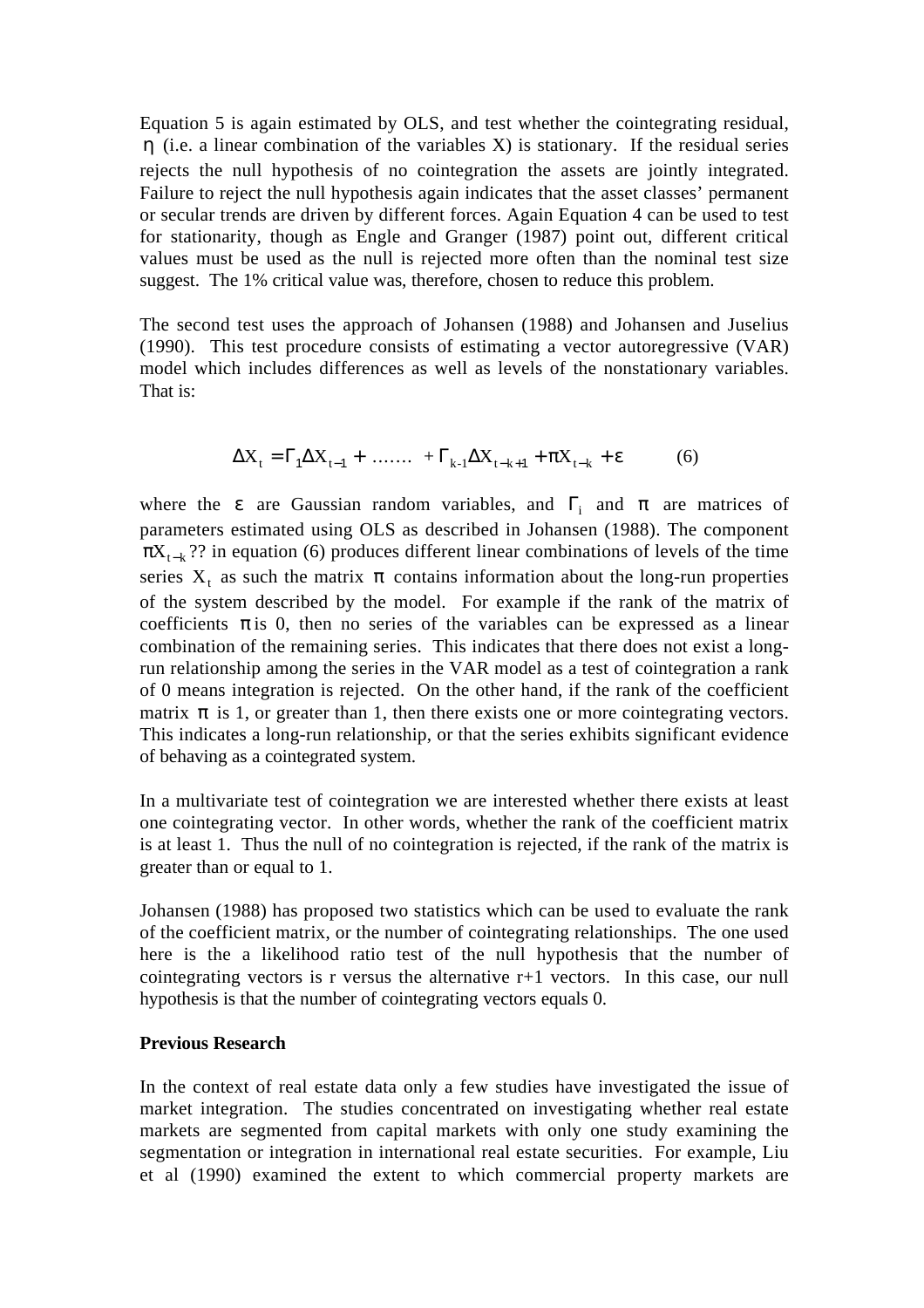Equation 5 is again estimated by OLS, and test whether the cointegrating residual, $\eta$ (i.e. a linear combination of the variables X) is stationary. If the residual series rejects the null hypothesis of no cointegration the assets are jointly integrated. Failure to reject the null hypothesis again indicates that the asset classes' permanent or secular trends are driven by different forces. Again Equation 4 can be used to test for stationarity, though as Engle and Granger (1987) point out, different critical values must be used as the null is rejected more often than the nominal test size suggest. The 1% critical value was, therefore, chosen to reduce this problem.

The second test uses the approach of Johansen (1988) and Johansen and Juselius (1990). This test procedure consists of estimating a vector autoregressive (VAR) model which includes differences as well as levels of the nonstationary variables. That is:

$$\Delta X_t = \Gamma_1 \Delta X_{t-1} + \ldots\ldots + \Gamma_{k-1} \Delta X_{t-k+1} + \pi X_{t-k} + \varepsilon \qquad (6)$$

where the $\varepsilon$ are Gaussian random variables, and $\Gamma_i$ and $\pi$ are matrices of parameters estimated using OLS as described in Johansen (1988). The component $\pi X_{t-k}$ ?? in equation (6) produces different linear combinations of levels of the time series $X_t$ as such the matrix $\pi$ contains information about the long-run properties of the system described by the model. For example if the rank of the matrix of coefficients $\pi$ is 0, then no series of the variables can be expressed as a linear combination of the remaining series. This indicates that there does not exist a long-run relationship among the series in the VAR model as a test of cointegration a rank of 0 means integration is rejected. On the other hand, if the rank of the coefficient matrix $\pi$ is 1, or greater than 1, then there exists one or more cointegrating vectors. This indicates a long-run relationship, or that the series exhibits significant evidence of behaving as a cointegrated system.

In a multivariate test of cointegration we are interested whether there exists at least one cointegrating vector. In other words, whether the rank of the coefficient matrix is at least 1. Thus the null of no cointegration is rejected, if the rank of the matrix is greater than or equal to 1.

Johansen (1988) has proposed two statistics which can be used to evaluate the rank of the coefficient matrix, or the number of cointegrating relationships. The one used here is the a likelihood ratio test of the null hypothesis that the number of cointegrating vectors is r versus the alternative r+1 vectors. In this case, our null hypothesis is that the number of cointegrating vectors equals 0.

**Previous Research**

In the context of real estate data only a few studies have investigated the issue of market integration. The studies concentrated on investigating whether real estate markets are segmented from capital markets with only one study examining the segmentation or integration in international real estate securities. For example, Liu et al (1990) examined the extent to which commercial property markets are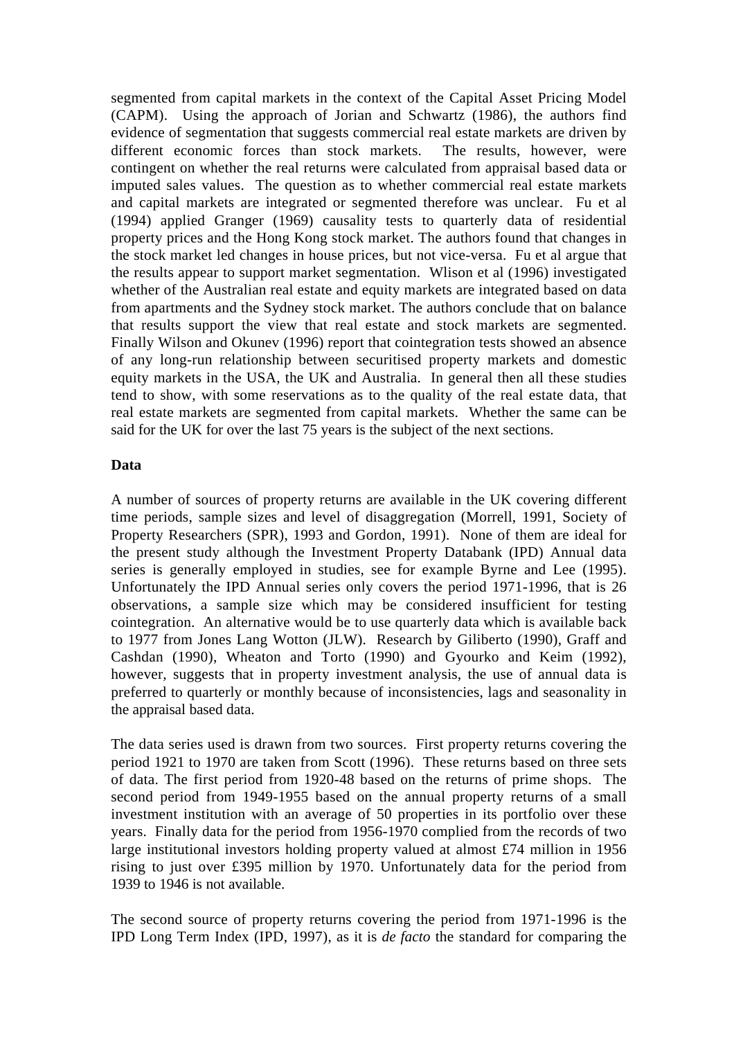segmented from capital markets in the context of the Capital Asset Pricing Model (CAPM). Using the approach of Jorian and Schwartz (1986), the authors find evidence of segmentation that suggests commercial real estate markets are driven by different economic forces than stock markets. The results, however, were contingent on whether the real returns were calculated from appraisal based data or imputed sales values. The question as to whether commercial real estate markets and capital markets are integrated or segmented therefore was unclear. Fu et al (1994) applied Granger (1969) causality tests to quarterly data of residential property prices and the Hong Kong stock market. The authors found that changes in the stock market led changes in house prices, but not vice-versa. Fu et al argue that the results appear to support market segmentation. Wlison et al (1996) investigated whether of the Australian real estate and equity markets are integrated based on data from apartments and the Sydney stock market. The authors conclude that on balance that results support the view that real estate and stock markets are segmented. Finally Wilson and Okunev (1996) report that cointegration tests showed an absence of any long-run relationship between securitised property markets and domestic equity markets in the USA, the UK and Australia. In general then all these studies tend to show, with some reservations as to the quality of the real estate data, that real estate markets are segmented from capital markets. Whether the same can be said for the UK for over the last 75 years is the subject of the next sections.

**Data**

A number of sources of property returns are available in the UK covering different time periods, sample sizes and level of disaggregation (Morrell, 1991, Society of Property Researchers (SPR), 1993 and Gordon, 1991). None of them are ideal for the present study although the Investment Property Databank (IPD) Annual data series is generally employed in studies, see for example Byrne and Lee (1995). Unfortunately the IPD Annual series only covers the period 1971-1996, that is 26 observations, a sample size which may be considered insufficient for testing cointegration. An alternative would be to use quarterly data which is available back to 1977 from Jones Lang Wotton (JLW). Research by Giliberto (1990), Graff and Cashdan (1990), Wheaton and Torto (1990) and Gyourko and Keim (1992), however, suggests that in property investment analysis, the use of annual data is preferred to quarterly or monthly because of inconsistencies, lags and seasonality in the appraisal based data.

The data series used is drawn from two sources. First property returns covering the period 1921 to 1970 are taken from Scott (1996). These returns based on three sets of data. The first period from 1920-48 based on the returns of prime shops. The second period from 1949-1955 based on the annual property returns of a small investment institution with an average of 50 properties in its portfolio over these years. Finally data for the period from 1956-1970 complied from the records of two large institutional investors holding property valued at almost £74 million in 1956 rising to just over £395 million by 1970. Unfortunately data for the period from 1939 to 1946 is not available.

The second source of property returns covering the period from 1971-1996 is the IPD Long Term Index (IPD, 1997), as it is *de facto* the standard for comparing the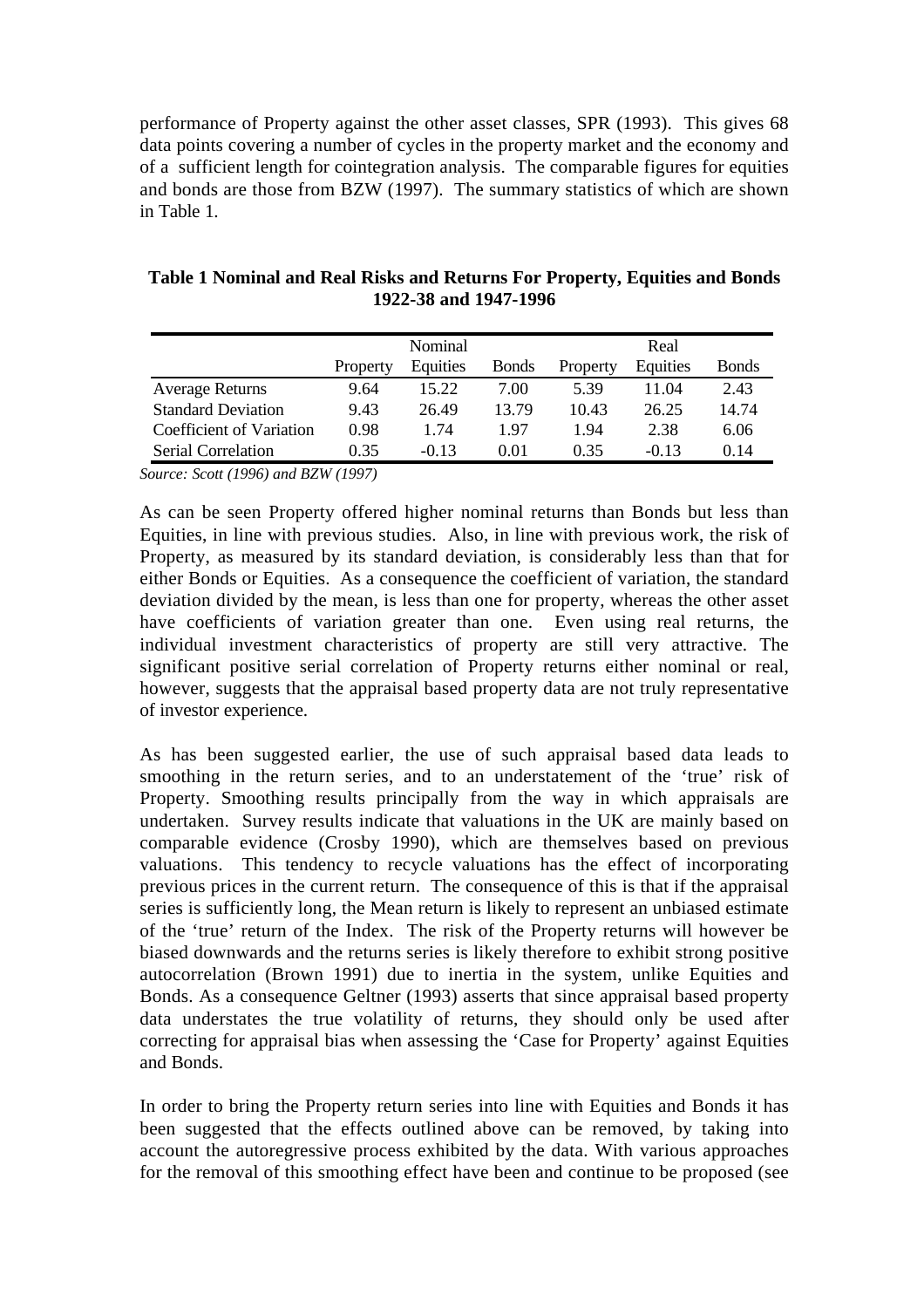performance of Property against the other asset classes, SPR (1993). This gives 68 data points covering a number of cycles in the property market and the economy and of a sufficient length for cointegration analysis. The comparable figures for equities and bonds are those from BZW (1997). The summary statistics of which are shown in Table 1.

**Table 1 Nominal and Real Risks and Returns For Property, Equities and Bonds 1922-38 and 1947-1996**

| | Nominal | | | Real | | |
|---|---|---|---|---|---|---|
| | Property | Equities | Bonds | Property | Equities | Bonds |
| Average Returns | 9.64 | 15.22 | 7.00 | 5.39 | 11.04 | 2.43 |
| Standard Deviation | 9.43 | 26.49 | 13.79 | 10.43 | 26.25 | 14.74 |
| Coefficient of Variation | 0.98 | 1.74 | 1.97 | 1.94 | 2.38 | 6.06 |
| Serial Correlation | 0.35 | -0.13 | 0.01 | 0.35 | -0.13 | 0.14 |

*Source: Scott (1996) and BZW (1997)*

As can be seen Property offered higher nominal returns than Bonds but less than Equities, in line with previous studies. Also, in line with previous work, the risk of Property, as measured by its standard deviation, is considerably less than that for either Bonds or Equities. As a consequence the coefficient of variation, the standard deviation divided by the mean, is less than one for property, whereas the other asset have coefficients of variation greater than one. Even using real returns, the individual investment characteristics of property are still very attractive. The significant positive serial correlation of Property returns either nominal or real, however, suggests that the appraisal based property data are not truly representative of investor experience.

As has been suggested earlier, the use of such appraisal based data leads to smoothing in the return series, and to an understatement of the 'true' risk of Property. Smoothing results principally from the way in which appraisals are undertaken. Survey results indicate that valuations in the UK are mainly based on comparable evidence (Crosby 1990), which are themselves based on previous valuations. This tendency to recycle valuations has the effect of incorporating previous prices in the current return. The consequence of this is that if the appraisal series is sufficiently long, the Mean return is likely to represent an unbiased estimate of the 'true' return of the Index. The risk of the Property returns will however be biased downwards and the returns series is likely therefore to exhibit strong positive autocorrelation (Brown 1991) due to inertia in the system, unlike Equities and Bonds. As a consequence Geltner (1993) asserts that since appraisal based property data understates the true volatility of returns, they should only be used after correcting for appraisal bias when assessing the 'Case for Property' against Equities and Bonds.

In order to bring the Property return series into line with Equities and Bonds it has been suggested that the effects outlined above can be removed, by taking into account the autoregressive process exhibited by the data. With various approaches for the removal of this smoothing effect have been and continue to be proposed (see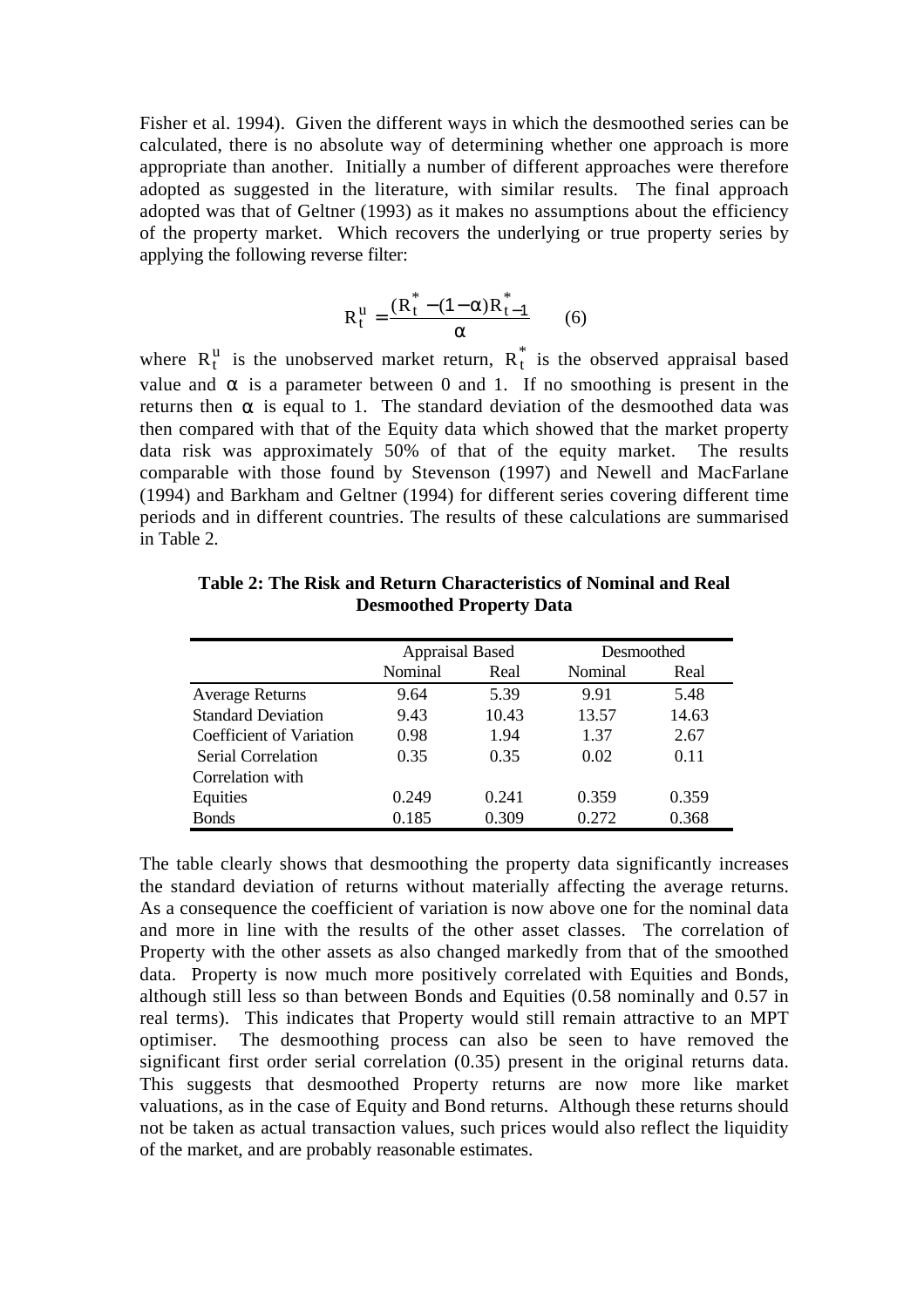Fisher et al. 1994). Given the different ways in which the desmoothed series can be calculated, there is no absolute way of determining whether one approach is more appropriate than another. Initially a number of different approaches were therefore adopted as suggested in the literature, with similar results. The final approach adopted was that of Geltner (1993) as it makes no assumptions about the efficiency of the property market. Which recovers the underlying or true property series by applying the following reverse filter:

$$R_t^u = \frac{(R_t^* - (1-\alpha)R_{t-1}^*}{\alpha} \qquad (6)$$

where $R_t^u$ is the unobserved market return, $R_t^*$ is the observed appraisal based value and $\alpha$ is a parameter between 0 and 1. If no smoothing is present in the returns then $\alpha$ is equal to 1. The standard deviation of the desmoothed data was then compared with that of the Equity data which showed that the market property data risk was approximately 50% of that of the equity market. The results comparable with those found by Stevenson (1997) and Newell and MacFarlane (1994) and Barkham and Geltner (1994) for different series covering different time periods and in different countries. The results of these calculations are summarised in Table 2.

**Table 2: The Risk and Return Characteristics of Nominal and Real Desmoothed Property Data**

| | Appraisal Based | | Desmoothed | |
|---|---|---|---|---|
| | Nominal | Real | Nominal | Real |
| Average Returns | 9.64 | 5.39 | 9.91 | 5.48 |
| Standard Deviation | 9.43 | 10.43 | 13.57 | 14.63 |
| Coefficient of Variation | 0.98 | 1.94 | 1.37 | 2.67 |
| Serial Correlation | 0.35 | 0.35 | 0.02 | 0.11 |
| Correlation with | | | | |
| Equities | 0.249 | 0.241 | 0.359 | 0.359 |
| Bonds | 0.185 | 0.309 | 0.272 | 0.368 |

The table clearly shows that desmoothing the property data significantly increases the standard deviation of returns without materially affecting the average returns. As a consequence the coefficient of variation is now above one for the nominal data and more in line with the results of the other asset classes. The correlation of Property with the other assets as also changed markedly from that of the smoothed data. Property is now much more positively correlated with Equities and Bonds, although still less so than between Bonds and Equities (0.58 nominally and 0.57 in real terms). This indicates that Property would still remain attractive to an MPT optimiser. The desmoothing process can also be seen to have removed the significant first order serial correlation (0.35) present in the original returns data. This suggests that desmoothed Property returns are now more like market valuations, as in the case of Equity and Bond returns. Although these returns should not be taken as actual transaction values, such prices would also reflect the liquidity of the market, and are probably reasonable estimates.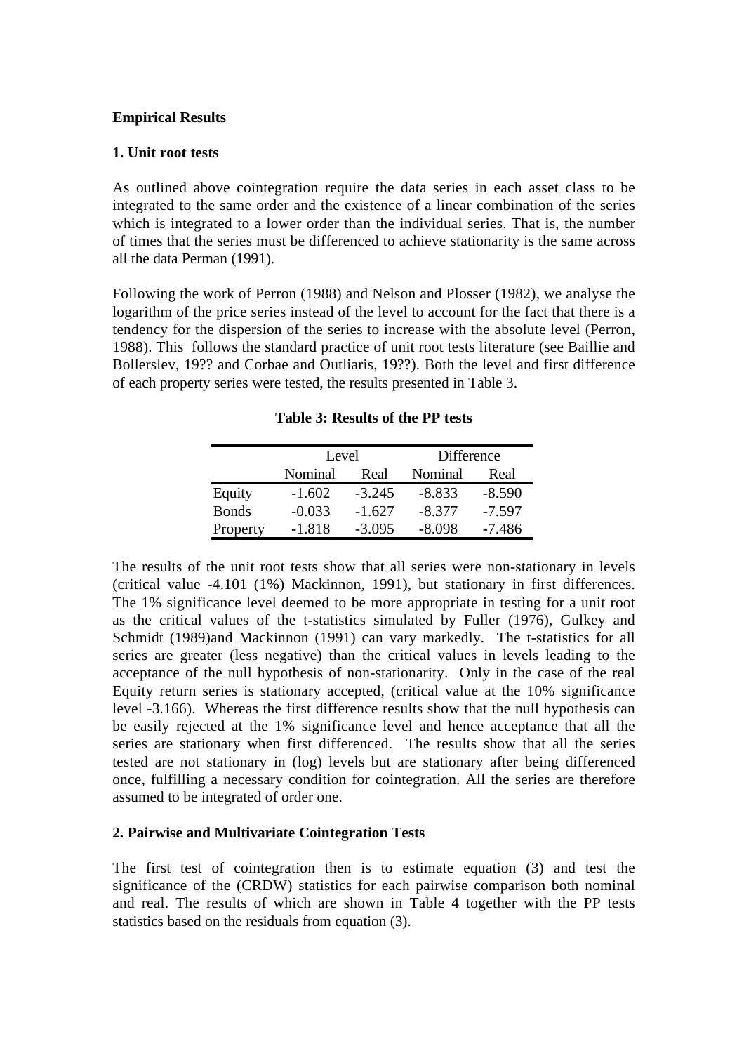**Empirical Results**

**1. Unit root tests**

As outlined above cointegration require the data series in each asset class to be integrated to the same order and the existence of a linear combination of the series which is integrated to a lower order than the individual series. That is, the number of times that the series must be differenced to achieve stationarity is the same across all the data Perman (1991).

Following the work of Perron (1988) and Nelson and Plosser (1982), we analyse the logarithm of the price series instead of the level to account for the fact that there is a tendency for the dispersion of the series to increase with the absolute level (Perron, 1988). This follows the standard practice of unit root tests literature (see Baillie and Bollerslev, 19?? and Corbae and Outliaris, 19??). Both the level and first difference of each property series were tested, the results presented in Table 3.

**Table 3: Results of the PP tests**

| | Level | | Difference | |
|---|---|---|---|---|
| | Nominal | Real | Nominal | Real |
| Equity | -1.602 | -3.245 | -8.833 | -8.590 |
| Bonds | -0.033 | -1.627 | -8.377 | -7.597 |
| Property | -1.818 | -3.095 | -8.098 | -7.486 |

The results of the unit root tests show that all series were non-stationary in levels (critical value -4.101 (1%) Mackinnon, 1991), but stationary in first differences. The 1% significance level deemed to be more appropriate in testing for a unit root as the critical values of the t-statistics simulated by Fuller (1976), Gulkey and Schmidt (1989)and Mackinnon (1991) can vary markedly. The t-statistics for all series are greater (less negative) than the critical values in levels leading to the acceptance of the null hypothesis of non-stationarity. Only in the case of the real Equity return series is stationary accepted, (critical value at the 10% significance level -3.166). Whereas the first difference results show that the null hypothesis can be easily rejected at the 1% significance level and hence acceptance that all the series are stationary when first differenced. The results show that all the series tested are not stationary in (log) levels but are stationary after being differenced once, fulfilling a necessary condition for cointegration. All the series are therefore assumed to be integrated of order one.

**2. Pairwise and Multivariate Cointegration Tests**

The first test of cointegration then is to estimate equation (3) and test the significance of the (CRDW) statistics for each pairwise comparison both nominal and real. The results of which are shown in Table 4 together with the PP tests statistics based on the residuals from equation (3).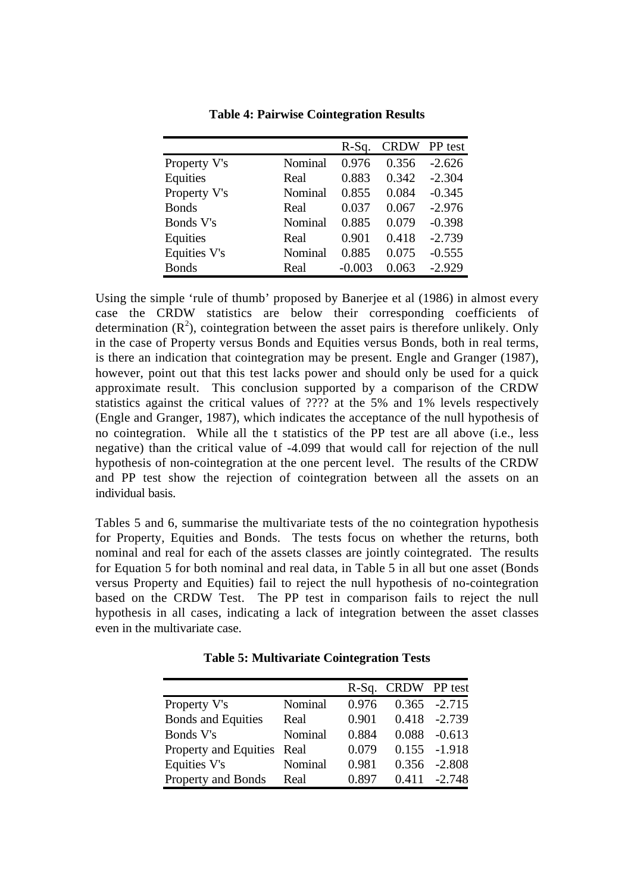**Table 4: Pairwise Cointegration Results**

| | | R-Sq. | CRDW | PP test |
|---|---|---|---|---|
| Property V's | Nominal | 0.976 | 0.356 | -2.626 |
| Equities | Real | 0.883 | 0.342 | -2.304 |
| Property V's | Nominal | 0.855 | 0.084 | -0.345 |
| Bonds | Real | 0.037 | 0.067 | -2.976 |
| Bonds V's | Nominal | 0.885 | 0.079 | -0.398 |
| Equities | Real | 0.901 | 0.418 | -2.739 |
| Equities V's | Nominal | 0.885 | 0.075 | -0.555 |
| Bonds | Real | -0.003 | 0.063 | -2.929 |

Using the simple 'rule of thumb' proposed by Banerjee et al (1986) in almost every case the CRDW statistics are below their corresponding coefficients of determination ($R^2$), cointegration between the asset pairs is therefore unlikely. Only in the case of Property versus Bonds and Equities versus Bonds, both in real terms, is there an indication that cointegration may be present. Engle and Granger (1987), however, point out that this test lacks power and should only be used for a quick approximate result. This conclusion supported by a comparison of the CRDW statistics against the critical values of ???? at the 5% and 1% levels respectively (Engle and Granger, 1987), which indicates the acceptance of the null hypothesis of no cointegration. While all the t statistics of the PP test are all above (i.e., less negative) than the critical value of -4.099 that would call for rejection of the null hypothesis of non-cointegration at the one percent level. The results of the CRDW and PP test show the rejection of cointegration between all the assets on an individual basis.

Tables 5 and 6, summarise the multivariate tests of the no cointegration hypothesis for Property, Equities and Bonds. The tests focus on whether the returns, both nominal and real for each of the assets classes are jointly cointegrated. The results for Equation 5 for both nominal and real data, in Table 5 in all but one asset (Bonds versus Property and Equities) fail to reject the null hypothesis of no-cointegration based on the CRDW Test. The PP test in comparison fails to reject the null hypothesis in all cases, indicating a lack of integration between the asset classes even in the multivariate case.

**Table 5: Multivariate Cointegration Tests**

| | | R-Sq. | CRDW | PP test |
|---|---|---|---|---|
| Property V's | Nominal | 0.976 | 0.365 | -2.715 |
| Bonds and Equities | Real | 0.901 | 0.418 | -2.739 |
| Bonds V's | Nominal | 0.884 | 0.088 | -0.613 |
| Property and Equities | Real | 0.079 | 0.155 | -1.918 |
| Equities V's | Nominal | 0.981 | 0.356 | -2.808 |
| Property and Bonds | Real | 0.897 | 0.411 | -2.748 |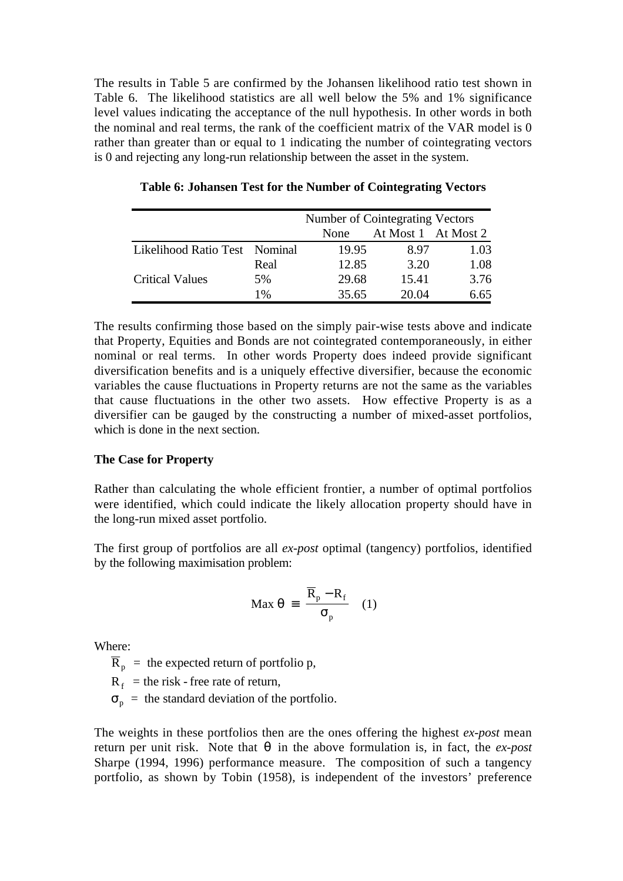The results in Table 5 are confirmed by the Johansen likelihood ratio test shown in Table 6. The likelihood statistics are all well below the 5% and 1% significance level values indicating the acceptance of the null hypothesis. In other words in both the nominal and real terms, the rank of the coefficient matrix of the VAR model is 0 rather than greater than or equal to 1 indicating the number of cointegrating vectors is 0 and rejecting any long-run relationship between the asset in the system.

**Table 6: Johansen Test for the Number of Cointegrating Vectors**

| | | Number of Cointegrating Vectors | | |
|---|---|---|---|---|
| | | None | At Most 1 | At Most 2 |
| Likelihood Ratio Test | Nominal | 19.95 | 8.97 | 1.03 |
| | Real | 12.85 | 3.20 | 1.08 |
| Critical Values | 5% | 29.68 | 15.41 | 3.76 |
| | 1% | 35.65 | 20.04 | 6.65 |

The results confirming those based on the simply pair-wise tests above and indicate that Property, Equities and Bonds are not cointegrated contemporaneously, in either nominal or real terms. In other words Property does indeed provide significant diversification benefits and is a uniquely effective diversifier, because the economic variables the cause fluctuations in Property returns are not the same as the variables that cause fluctuations in the other two assets. How effective Property is as a diversifier can be gauged by the constructing a number of mixed-asset portfolios, which is done in the next section.

**The Case for Property**

Rather than calculating the whole efficient frontier, a number of optimal portfolios were identified, which could indicate the likely allocation property should have in the long-run mixed asset portfolio.

The first group of portfolios are all *ex-post* optimal (tangency) portfolios, identified by the following maximisation problem:

$$\text{Max } \theta \equiv \frac{\overline{R}_p - R_f}{\sigma_p} \quad (1)$$

Where:

$\overline{R}_p$ = the expected return of portfolio p,

$R_f$ = the risk - free rate of return,

$\sigma_p$ = the standard deviation of the portfolio.

The weights in these portfolios then are the ones offering the highest *ex-post* mean return per unit risk. Note that $\theta$ in the above formulation is, in fact, the *ex-post* Sharpe (1994, 1996) performance measure. The composition of such a tangency portfolio, as shown by Tobin (1958), is independent of the investors' preference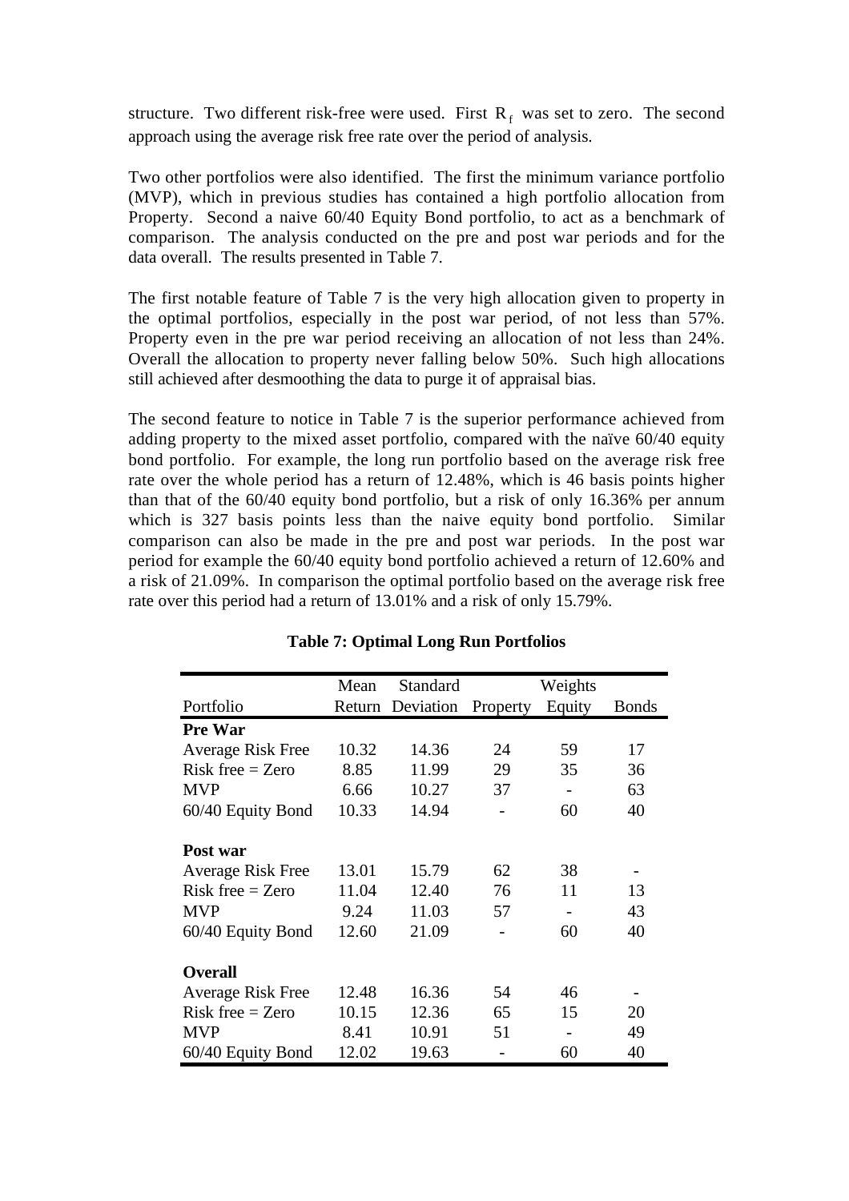structure. Two different risk-free were used. First $R_f$ was set to zero. The second approach using the average risk free rate over the period of analysis.

Two other portfolios were also identified. The first the minimum variance portfolio (MVP), which in previous studies has contained a high portfolio allocation from Property. Second a naive 60/40 Equity Bond portfolio, to act as a benchmark of comparison. The analysis conducted on the pre and post war periods and for the data overall. The results presented in Table 7.

The first notable feature of Table 7 is the very high allocation given to property in the optimal portfolios, especially in the post war period, of not less than 57%. Property even in the pre war period receiving an allocation of not less than 24%. Overall the allocation to property never falling below 50%. Such high allocations still achieved after desmoothing the data to purge it of appraisal bias.

The second feature to notice in Table 7 is the superior performance achieved from adding property to the mixed asset portfolio, compared with the naïve 60/40 equity bond portfolio. For example, the long run portfolio based on the average risk free rate over the whole period has a return of 12.48%, which is 46 basis points higher than that of the 60/40 equity bond portfolio, but a risk of only 16.36% per annum which is 327 basis points less than the naive equity bond portfolio. Similar comparison can also be made in the pre and post war periods. In the post war period for example the 60/40 equity bond portfolio achieved a return of 12.60% and a risk of 21.09%. In comparison the optimal portfolio based on the average risk free rate over this period had a return of 13.01% and a risk of only 15.79%.

**Table 7: Optimal Long Run Portfolios**

| Portfolio | Mean Return | Standard Deviation | Weights Property | Equity | Bonds |
|---|---|---|---|---|---|
| **Pre War** | | | | | |
| Average Risk Free | 10.32 | 14.36 | 24 | 59 | 17 |
| Risk free = Zero | 8.85 | 11.99 | 29 | 35 | 36 |
| MVP | 6.66 | 10.27 | 37 | - | 63 |
| 60/40 Equity Bond | 10.33 | 14.94 | - | 60 | 40 |
| **Post war** | | | | | |
| Average Risk Free | 13.01 | 15.79 | 62 | 38 | - |
| Risk free = Zero | 11.04 | 12.40 | 76 | 11 | 13 |
| MVP | 9.24 | 11.03 | 57 | - | 43 |
| 60/40 Equity Bond | 12.60 | 21.09 | - | 60 | 40 |
| **Overall** | | | | | |
| Average Risk Free | 12.48 | 16.36 | 54 | 46 | - |
| Risk free = Zero | 10.15 | 12.36 | 65 | 15 | 20 |
| MVP | 8.41 | 10.91 | 51 | - | 49 |
| 60/40 Equity Bond | 12.02 | 19.63 | - | 60 | 40 |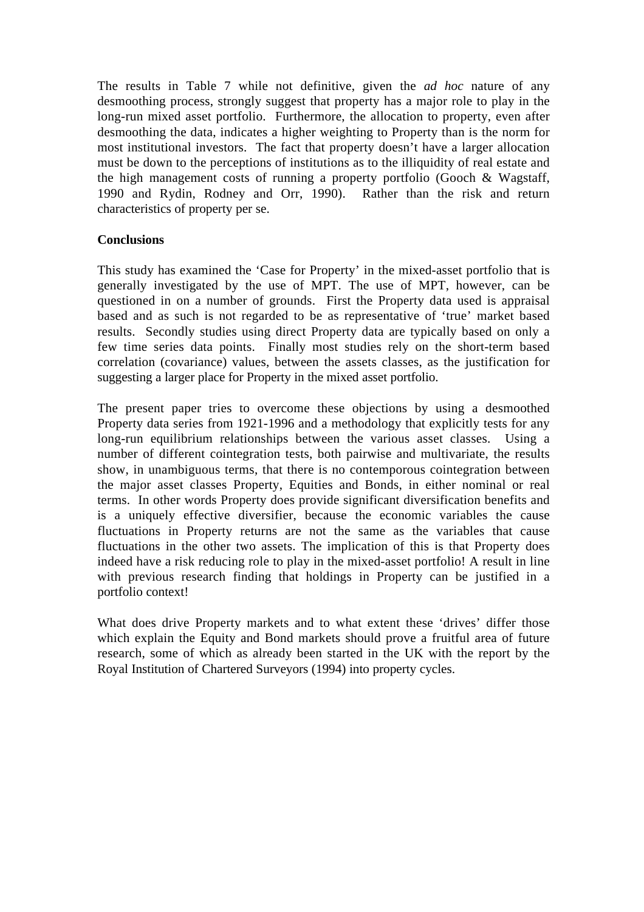The results in Table 7 while not definitive, given the *ad hoc* nature of any desmoothing process, strongly suggest that property has a major role to play in the long-run mixed asset portfolio. Furthermore, the allocation to property, even after desmoothing the data, indicates a higher weighting to Property than is the norm for most institutional investors. The fact that property doesn't have a larger allocation must be down to the perceptions of institutions as to the illiquidity of real estate and the high management costs of running a property portfolio (Gooch & Wagstaff, 1990 and Rydin, Rodney and Orr, 1990). Rather than the risk and return characteristics of property per se.

**Conclusions**

This study has examined the 'Case for Property' in the mixed-asset portfolio that is generally investigated by the use of MPT. The use of MPT, however, can be questioned in on a number of grounds. First the Property data used is appraisal based and as such is not regarded to be as representative of 'true' market based results. Secondly studies using direct Property data are typically based on only a few time series data points. Finally most studies rely on the short-term based correlation (covariance) values, between the assets classes, as the justification for suggesting a larger place for Property in the mixed asset portfolio.

The present paper tries to overcome these objections by using a desmoothed Property data series from 1921-1996 and a methodology that explicitly tests for any long-run equilibrium relationships between the various asset classes. Using a number of different cointegration tests, both pairwise and multivariate, the results show, in unambiguous terms, that there is no contemporous cointegration between the major asset classes Property, Equities and Bonds, in either nominal or real terms. In other words Property does provide significant diversification benefits and is a uniquely effective diversifier, because the economic variables the cause fluctuations in Property returns are not the same as the variables that cause fluctuations in the other two assets. The implication of this is that Property does indeed have a risk reducing role to play in the mixed-asset portfolio! A result in line with previous research finding that holdings in Property can be justified in a portfolio context!

What does drive Property markets and to what extent these 'drives' differ those which explain the Equity and Bond markets should prove a fruitful area of future research, some of which as already been started in the UK with the report by the Royal Institution of Chartered Surveyors (1994) into property cycles.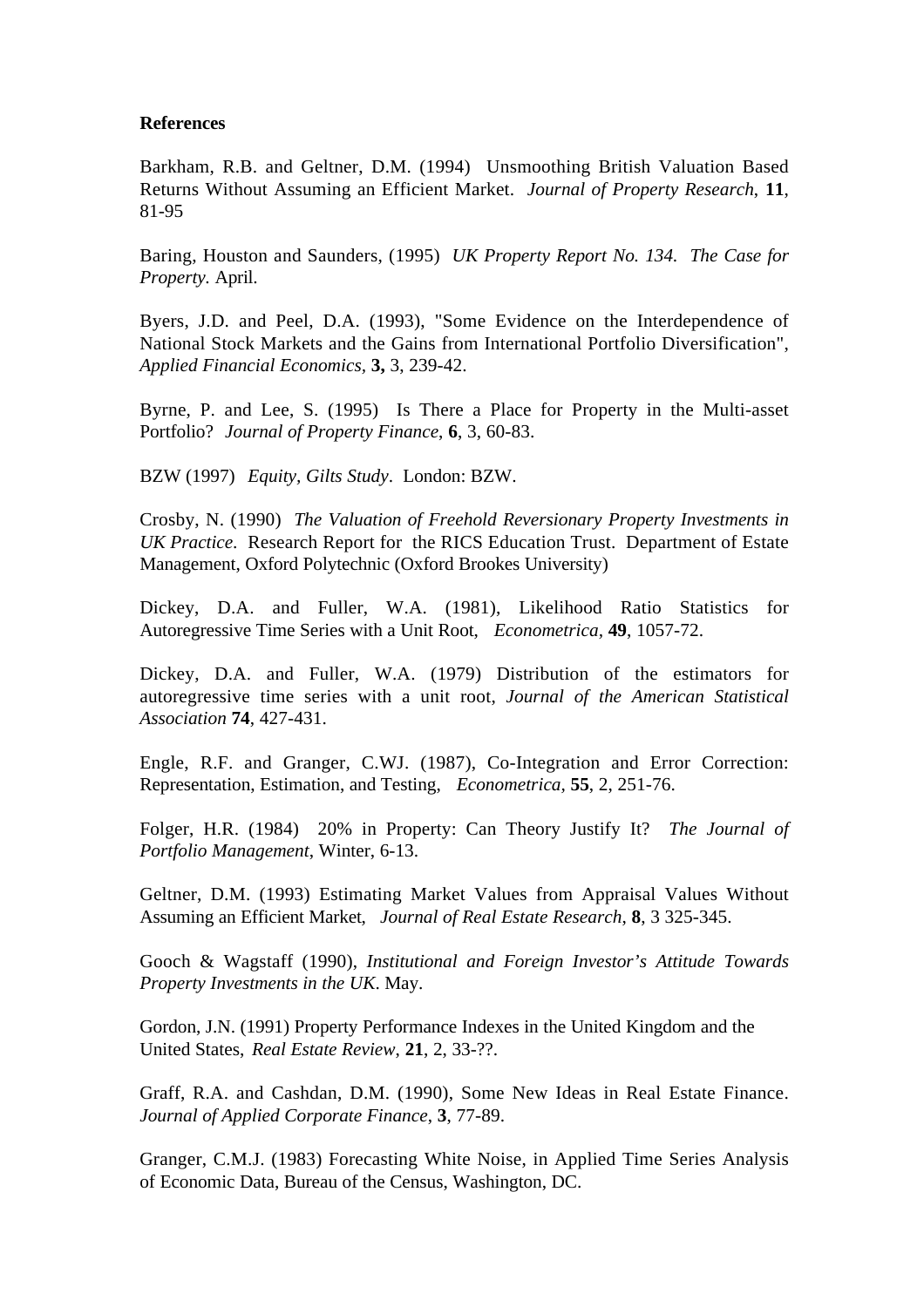**References**

Barkham, R.B. and Geltner, D.M. (1994) Unsmoothing British Valuation Based Returns Without Assuming an Efficient Market. *Journal of Property Research*, **11**, 81-95

Baring, Houston and Saunders, (1995) *UK Property Report No. 134. The Case for Property.* April.

Byers, J.D. and Peel, D.A. (1993), "Some Evidence on the Interdependence of National Stock Markets and the Gains from International Portfolio Diversification", *Applied Financial Economics*, **3,** 3, 239-42.

Byrne, P. and Lee, S. (1995) Is There a Place for Property in the Multi-asset Portfolio? *Journal of Property Finance*, **6**, 3, 60-83.

BZW (1997) *Equity, Gilts Study*. London: BZW.

Crosby, N. (1990) *The Valuation of Freehold Reversionary Property Investments in UK Practice.* Research Report for the RICS Education Trust. Department of Estate Management, Oxford Polytechnic (Oxford Brookes University)

Dickey, D.A. and Fuller, W.A. (1981), Likelihood Ratio Statistics for Autoregressive Time Series with a Unit Root, *Econometrica*, **49**, 1057-72.

Dickey, D.A. and Fuller, W.A. (1979) Distribution of the estimators for autoregressive time series with a unit root, *Journal of the American Statistical Association* **74**, 427-431.

Engle, R.F. and Granger, C.WJ. (1987), Co-Integration and Error Correction: Representation, Estimation, and Testing, *Econometrica*, **55**, 2, 251-76.

Folger, H.R. (1984) 20% in Property: Can Theory Justify It? *The Journal of Portfolio Management*, Winter, 6-13.

Geltner, D.M. (1993) Estimating Market Values from Appraisal Values Without Assuming an Efficient Market, *Journal of Real Estate Research*, **8**, 3 325-345.

Gooch & Wagstaff (1990), *Institutional and Foreign Investor's Attitude Towards Property Investments in the UK*. May.

Gordon, J.N. (1991) Property Performance Indexes in the United Kingdom and the United States, *Real Estate Review*, **21**, 2, 33-??.

Graff, R.A. and Cashdan, D.M. (1990), Some New Ideas in Real Estate Finance. *Journal of Applied Corporate Finance*, **3**, 77-89.

Granger, C.M.J. (1983) Forecasting White Noise, in Applied Time Series Analysis of Economic Data, Bureau of the Census, Washington, DC.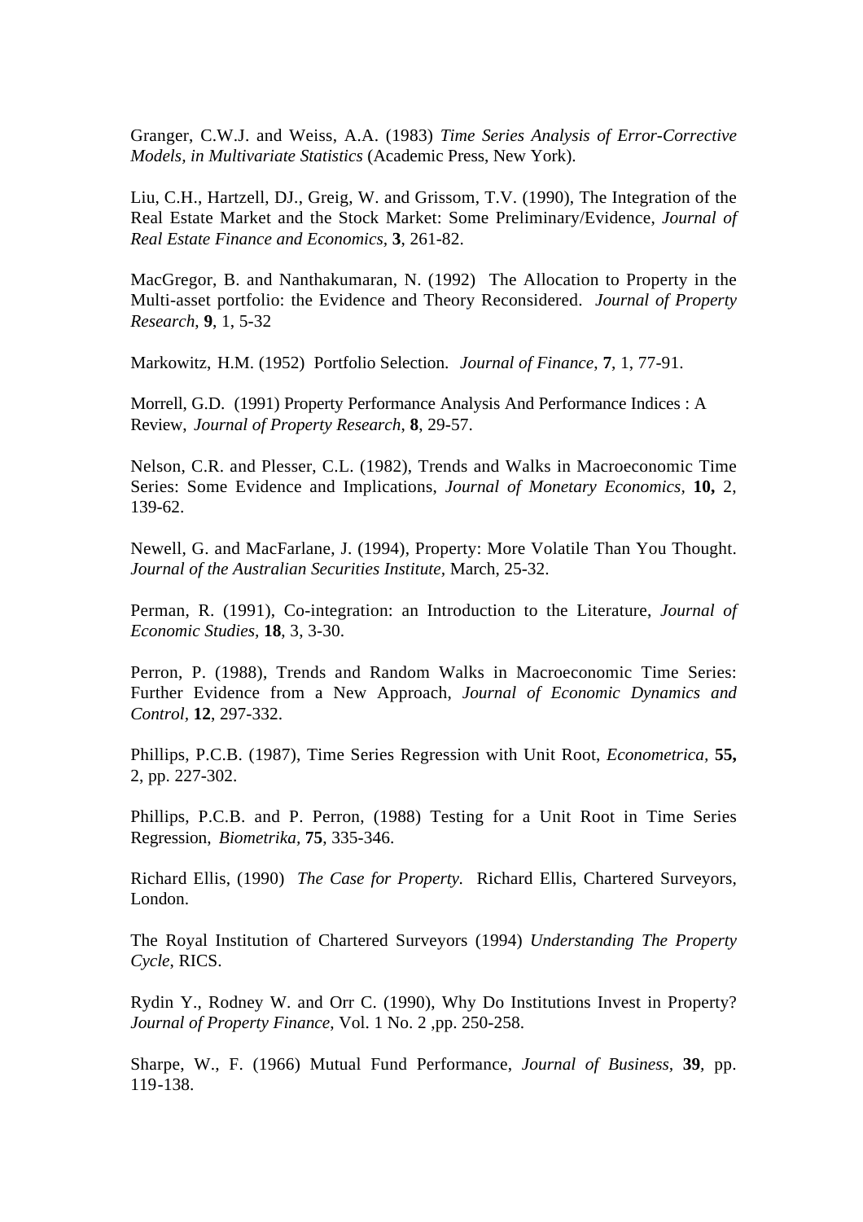Granger, C.W.J. and Weiss, A.A. (1983) *Time Series Analysis of Error-Corrective Models, in Multivariate Statistics* (Academic Press, New York).

Liu, C.H., Hartzell, DJ., Greig, W. and Grissom, T.V. (1990), The Integration of the Real Estate Market and the Stock Market: Some Preliminary/Evidence, *Journal of Real Estate Finance and Economics*, **3**, 261-82.

MacGregor, B. and Nanthakumaran, N. (1992) The Allocation to Property in the Multi-asset portfolio: the Evidence and Theory Reconsidered. *Journal of Property Research*, **9**, 1, 5-32

Markowitz, H.M. (1952) Portfolio Selection. *Journal of Finance*, **7**, 1, 77-91.

Morrell, G.D. (1991) Property Performance Analysis And Performance Indices : A Review, *Journal of Property Research*, **8**, 29-57.

Nelson, C.R. and Plesser, C.L. (1982), Trends and Walks in Macroeconomic Time Series: Some Evidence and Implications, *Journal of Monetary Economics*, **10,** 2, 139-62.

Newell, G. and MacFarlane, J. (1994), Property: More Volatile Than You Thought. *Journal of the Australian Securities Institute,* March, 25-32.

Perman, R. (1991), Co-integration: an Introduction to the Literature, *Journal of Economic Studies*, **18**, 3, 3-30.

Perron, P. (1988), Trends and Random Walks in Macroeconomic Time Series: Further Evidence from a New Approach, *Journal of Economic Dynamics and Control*, **12**, 297-332.

Phillips, P.C.B. (1987), Time Series Regression with Unit Root, *Econometrica*, **55,** 2, pp. 227-302.

Phillips, P.C.B. and P. Perron, (1988) Testing for a Unit Root in Time Series Regression, *Biometrika*, **75**, 335-346.

Richard Ellis, (1990) *The Case for Property.* Richard Ellis, Chartered Surveyors, London.

The Royal Institution of Chartered Surveyors (1994) *Understanding The Property Cycle*, RICS.

Rydin Y., Rodney W. and Orr C. (1990), Why Do Institutions Invest in Property? *Journal of Property Finance*, Vol. 1 No. 2 ,pp. 250-258.

Sharpe, W., F. (1966) Mutual Fund Performance, *Journal of Business*, **39**, pp. 119-138.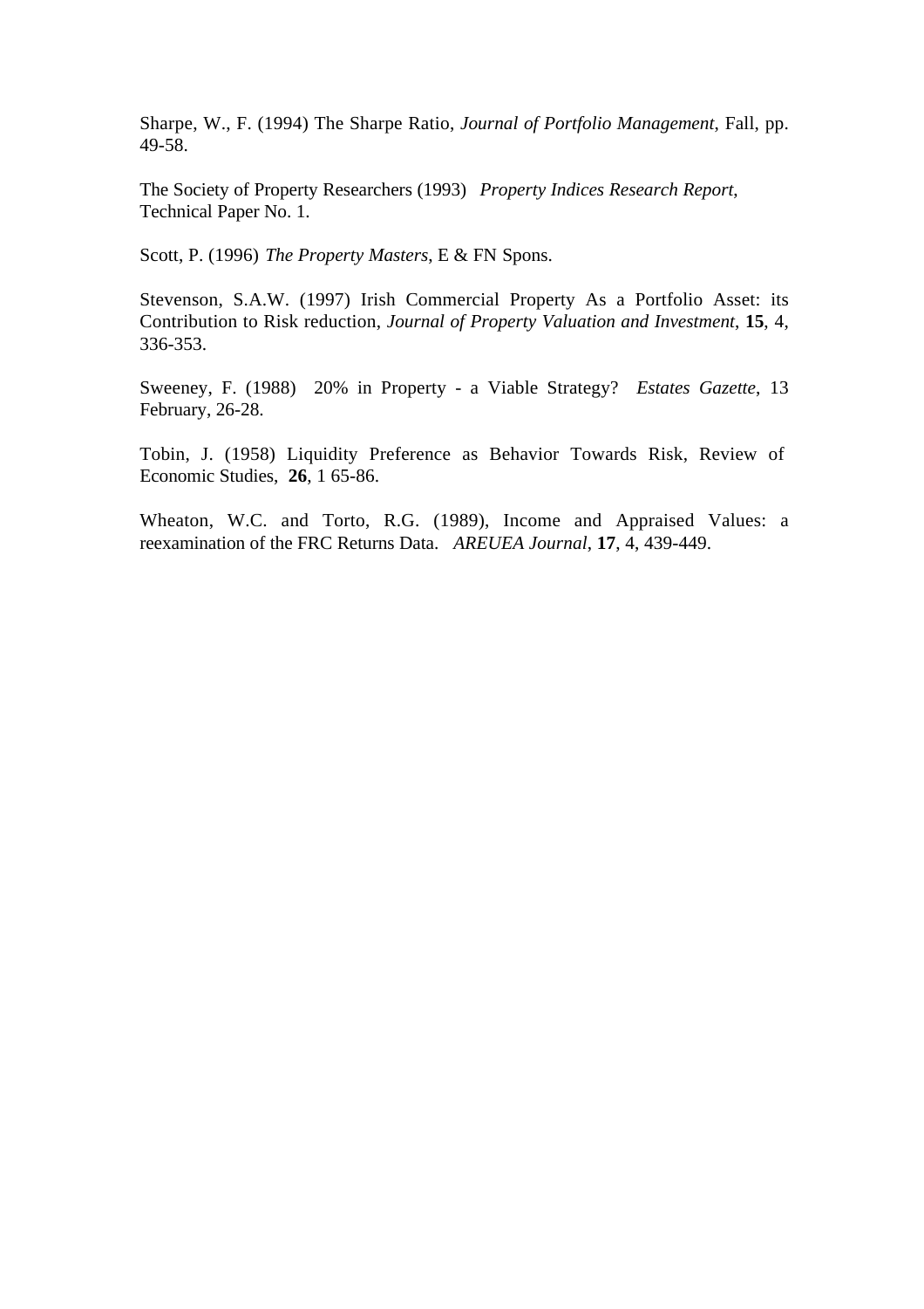Sharpe, W., F. (1994) The Sharpe Ratio, *Journal of Portfolio Management*, Fall, pp. 49-58.

The Society of Property Researchers (1993) *Property Indices Research Report*, Technical Paper No. 1.

Scott, P. (1996) *The Property Masters*, E & FN Spons.

Stevenson, S.A.W. (1997) Irish Commercial Property As a Portfolio Asset: its Contribution to Risk reduction, *Journal of Property Valuation and Investment*, **15**, 4, 336-353.

Sweeney, F. (1988) 20% in Property - a Viable Strategy? *Estates Gazette*, 13 February, 26-28.

Tobin, J. (1958) Liquidity Preference as Behavior Towards Risk, Review of Economic Studies, **26**, 1 65-86.

Wheaton, W.C. and Torto, R.G. (1989), Income and Appraised Values: a reexamination of the FRC Returns Data. *AREUEA Journal*, **17**, 4, 439-449.